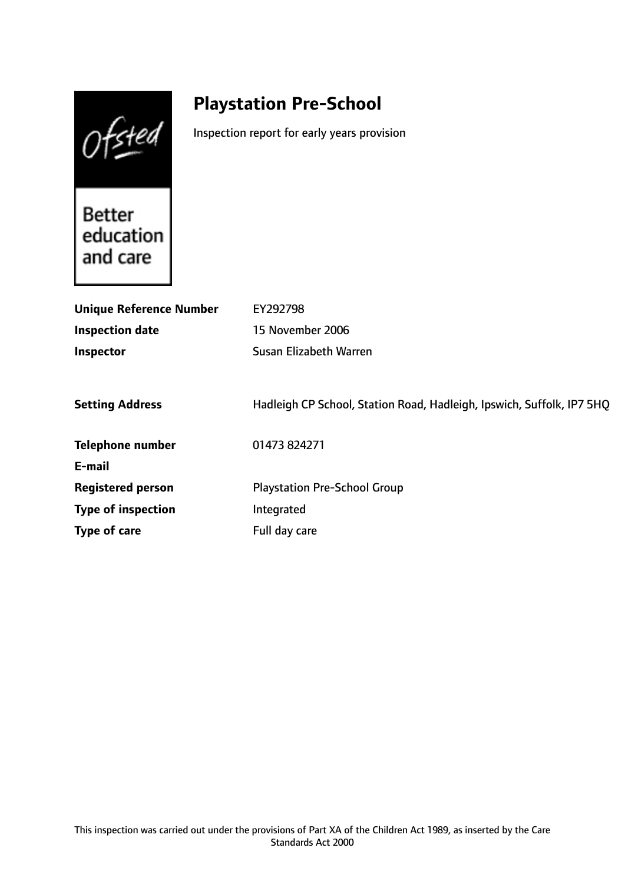# Playstation Pre-School

Inspection report for early years provision

| | |
|---|---|
| **Unique Reference Number** | EY292798 |
| **Inspection date** | 15 November 2006 |
| **Inspector** | Susan Elizabeth Warren |
| | |
| **Setting Address** | Hadleigh CP School, Station Road, Hadleigh, Ipswich, Suffolk, IP7 5HQ |
| | |
| **Telephone number** | 01473 824271 |
| **E-mail** | |
| **Registered person** | Playstation Pre-School Group |
| **Type of inspection** | Integrated |
| **Type of care** | Full day care |

This inspection was carried out under the provisions of Part XA of the Children Act 1989, as inserted by the Care Standards Act 2000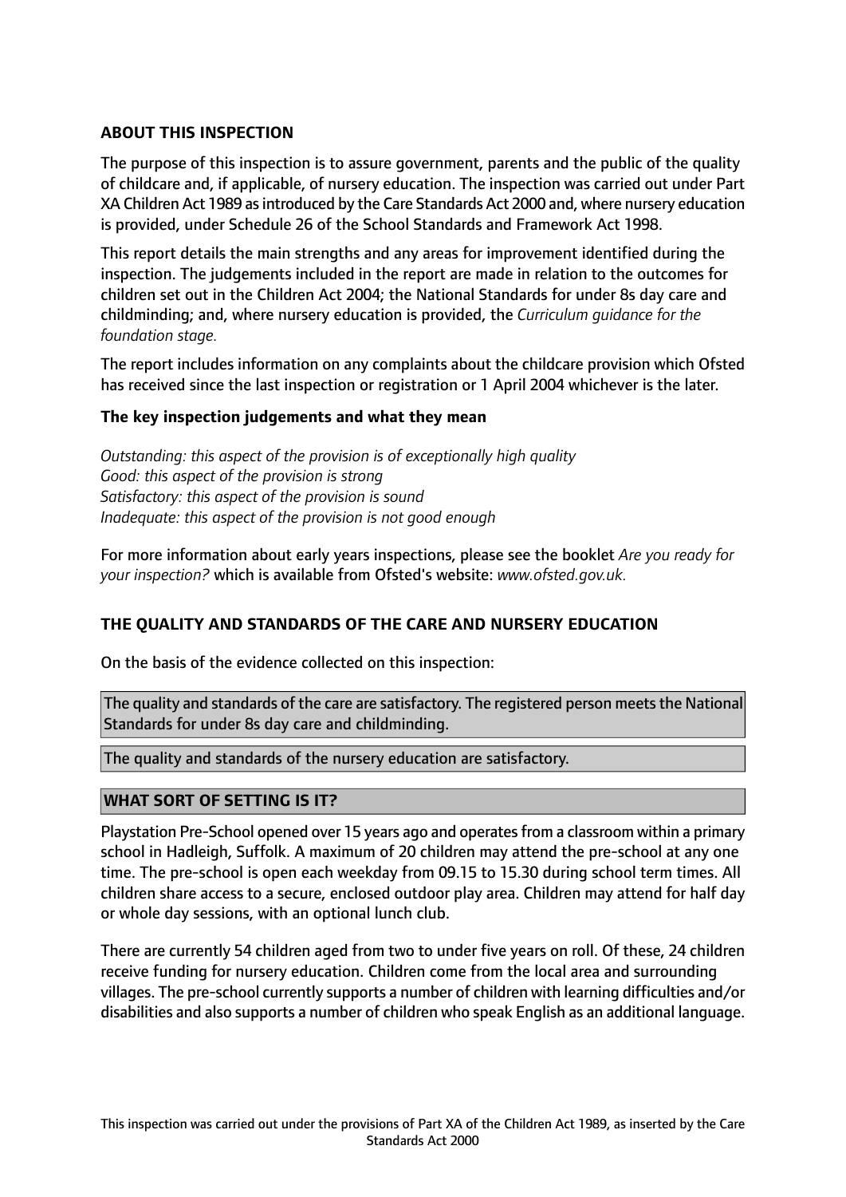## ABOUT THIS INSPECTION

The purpose of this inspection is to assure government, parents and the public of the quality of childcare and, if applicable, of nursery education. The inspection was carried out under Part XA Children Act 1989 as introduced by the Care Standards Act 2000 and, where nursery education is provided, under Schedule 26 of the School Standards and Framework Act 1998.

This report details the main strengths and any areas for improvement identified during the inspection. The judgements included in the report are made in relation to the outcomes for children set out in the Children Act 2004; the National Standards for under 8s day care and childminding; and, where nursery education is provided, the *Curriculum guidance for the foundation stage.*

The report includes information on any complaints about the childcare provision which Ofsted has received since the last inspection or registration or 1 April 2004 whichever is the later.

### The key inspection judgements and what they mean

*Outstanding: this aspect of the provision is of exceptionally high quality*
*Good: this aspect of the provision is strong*
*Satisfactory: this aspect of the provision is sound*
*Inadequate: this aspect of the provision is not good enough*

For more information about early years inspections, please see the booklet *Are you ready for your inspection?* which is available from Ofsted's website: *www.ofsted.gov.uk.*

## THE QUALITY AND STANDARDS OF THE CARE AND NURSERY EDUCATION

On the basis of the evidence collected on this inspection:

The quality and standards of the care are satisfactory. The registered person meets the National Standards for under 8s day care and childminding.

The quality and standards of the nursery education are satisfactory.

## WHAT SORT OF SETTING IS IT?

Playstation Pre-School opened over 15 years ago and operates from a classroom within a primary school in Hadleigh, Suffolk. A maximum of 20 children may attend the pre-school at any one time. The pre-school is open each weekday from 09.15 to 15.30 during school term times. All children share access to a secure, enclosed outdoor play area. Children may attend for half day or whole day sessions, with an optional lunch club.

There are currently 54 children aged from two to under five years on roll. Of these, 24 children receive funding for nursery education. Children come from the local area and surrounding villages. The pre-school currently supports a number of children with learning difficulties and/or disabilities and also supports a number of children who speak English as an additional language.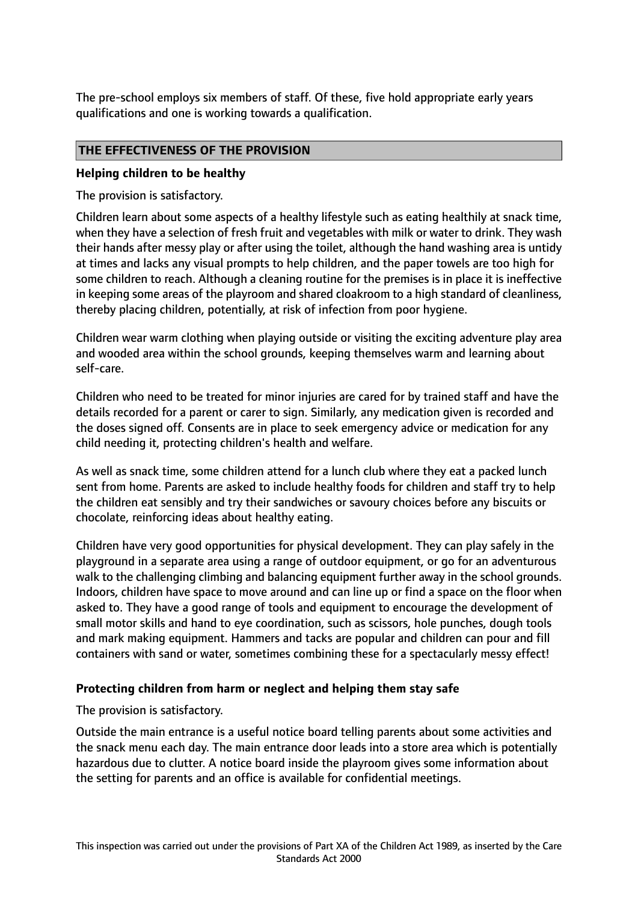The pre-school employs six members of staff. Of these, five hold appropriate early years qualifications and one is working towards a qualification.

## THE EFFECTIVENESS OF THE PROVISION

### Helping children to be healthy

The provision is satisfactory.

Children learn about some aspects of a healthy lifestyle such as eating healthily at snack time, when they have a selection of fresh fruit and vegetables with milk or water to drink. They wash their hands after messy play or after using the toilet, although the hand washing area is untidy at times and lacks any visual prompts to help children, and the paper towels are too high for some children to reach. Although a cleaning routine for the premises is in place it is ineffective in keeping some areas of the playroom and shared cloakroom to a high standard of cleanliness, thereby placing children, potentially, at risk of infection from poor hygiene.

Children wear warm clothing when playing outside or visiting the exciting adventure play area and wooded area within the school grounds, keeping themselves warm and learning about self-care.

Children who need to be treated for minor injuries are cared for by trained staff and have the details recorded for a parent or carer to sign. Similarly, any medication given is recorded and the doses signed off. Consents are in place to seek emergency advice or medication for any child needing it, protecting children's health and welfare.

As well as snack time, some children attend for a lunch club where they eat a packed lunch sent from home. Parents are asked to include healthy foods for children and staff try to help the children eat sensibly and try their sandwiches or savoury choices before any biscuits or chocolate, reinforcing ideas about healthy eating.

Children have very good opportunities for physical development. They can play safely in the playground in a separate area using a range of outdoor equipment, or go for an adventurous walk to the challenging climbing and balancing equipment further away in the school grounds. Indoors, children have space to move around and can line up or find a space on the floor when asked to. They have a good range of tools and equipment to encourage the development of small motor skills and hand to eye coordination, such as scissors, hole punches, dough tools and mark making equipment. Hammers and tacks are popular and children can pour and fill containers with sand or water, sometimes combining these for a spectacularly messy effect!

### Protecting children from harm or neglect and helping them stay safe

The provision is satisfactory.

Outside the main entrance is a useful notice board telling parents about some activities and the snack menu each day. The main entrance door leads into a store area which is potentially hazardous due to clutter. A notice board inside the playroom gives some information about the setting for parents and an office is available for confidential meetings.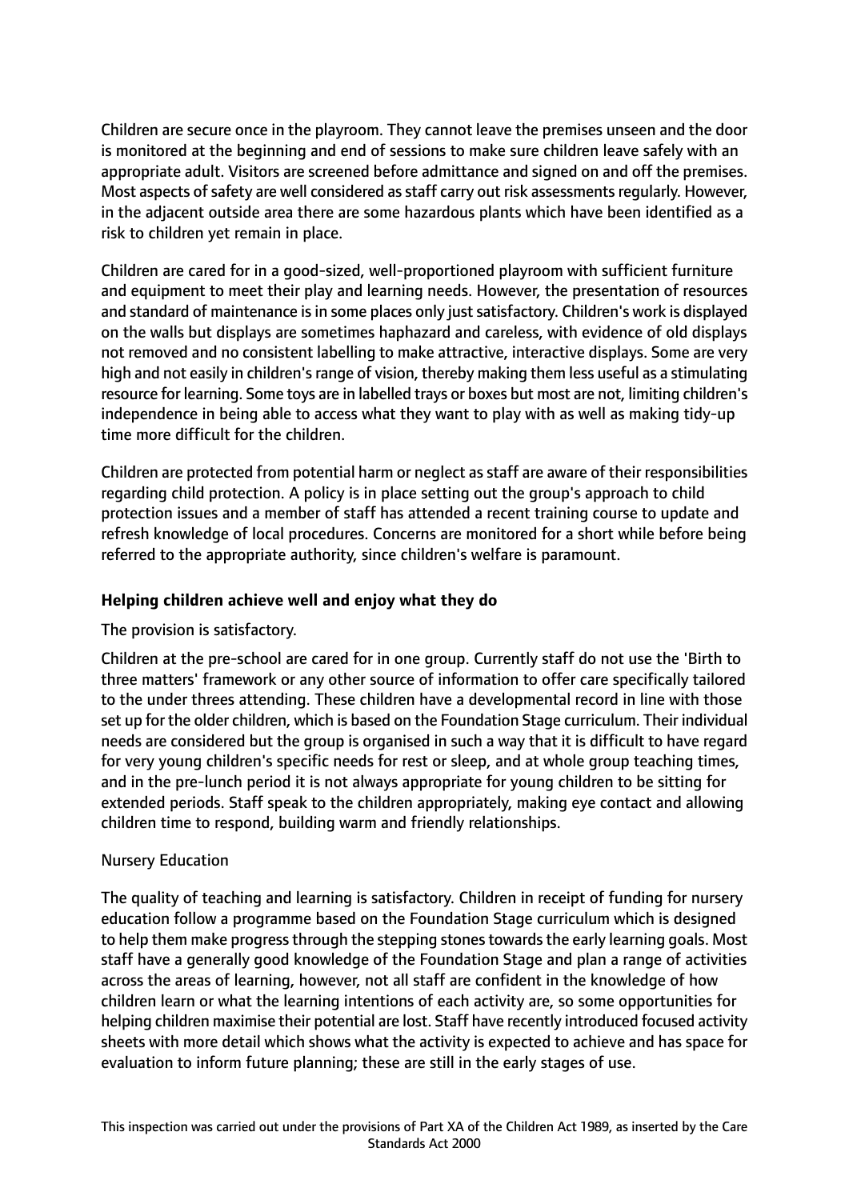Children are secure once in the playroom. They cannot leave the premises unseen and the door is monitored at the beginning and end of sessions to make sure children leave safely with an appropriate adult. Visitors are screened before admittance and signed on and off the premises. Most aspects of safety are well considered as staff carry out risk assessments regularly. However, in the adjacent outside area there are some hazardous plants which have been identified as a risk to children yet remain in place.

Children are cared for in a good-sized, well-proportioned playroom with sufficient furniture and equipment to meet their play and learning needs. However, the presentation of resources and standard of maintenance is in some places only just satisfactory. Children's work is displayed on the walls but displays are sometimes haphazard and careless, with evidence of old displays not removed and no consistent labelling to make attractive, interactive displays. Some are very high and not easily in children's range of vision, thereby making them less useful as a stimulating resource for learning. Some toys are in labelled trays or boxes but most are not, limiting children's independence in being able to access what they want to play with as well as making tidy-up time more difficult for the children.

Children are protected from potential harm or neglect as staff are aware of their responsibilities regarding child protection. A policy is in place setting out the group's approach to child protection issues and a member of staff has attended a recent training course to update and refresh knowledge of local procedures. Concerns are monitored for a short while before being referred to the appropriate authority, since children's welfare is paramount.

**Helping children achieve well and enjoy what they do**

The provision is satisfactory.

Children at the pre-school are cared for in one group. Currently staff do not use the 'Birth to three matters' framework or any other source of information to offer care specifically tailored to the under threes attending. These children have a developmental record in line with those set up for the older children, which is based on the Foundation Stage curriculum. Their individual needs are considered but the group is organised in such a way that it is difficult to have regard for very young children's specific needs for rest or sleep, and at whole group teaching times, and in the pre-lunch period it is not always appropriate for young children to be sitting for extended periods. Staff speak to the children appropriately, making eye contact and allowing children time to respond, building warm and friendly relationships.

Nursery Education

The quality of teaching and learning is satisfactory. Children in receipt of funding for nursery education follow a programme based on the Foundation Stage curriculum which is designed to help them make progress through the stepping stones towards the early learning goals. Most staff have a generally good knowledge of the Foundation Stage and plan a range of activities across the areas of learning, however, not all staff are confident in the knowledge of how children learn or what the learning intentions of each activity are, so some opportunities for helping children maximise their potential are lost. Staff have recently introduced focused activity sheets with more detail which shows what the activity is expected to achieve and has space for evaluation to inform future planning; these are still in the early stages of use.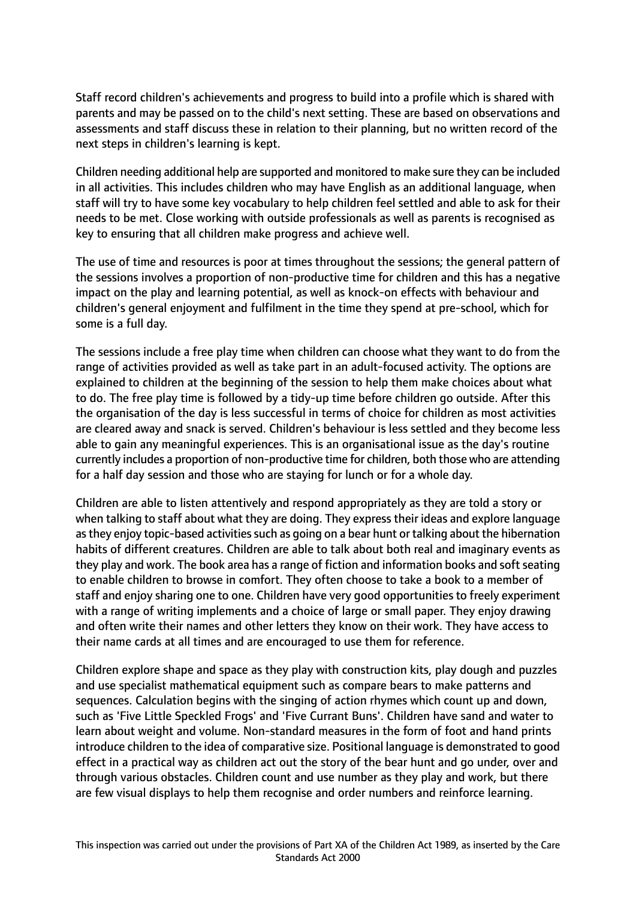Staff record children's achievements and progress to build into a profile which is shared with parents and may be passed on to the child's next setting. These are based on observations and assessments and staff discuss these in relation to their planning, but no written record of the next steps in children's learning is kept.

Children needing additional help are supported and monitored to make sure they can be included in all activities. This includes children who may have English as an additional language, when staff will try to have some key vocabulary to help children feel settled and able to ask for their needs to be met. Close working with outside professionals as well as parents is recognised as key to ensuring that all children make progress and achieve well.

The use of time and resources is poor at times throughout the sessions; the general pattern of the sessions involves a proportion of non-productive time for children and this has a negative impact on the play and learning potential, as well as knock-on effects with behaviour and children's general enjoyment and fulfilment in the time they spend at pre-school, which for some is a full day.

The sessions include a free play time when children can choose what they want to do from the range of activities provided as well as take part in an adult-focused activity. The options are explained to children at the beginning of the session to help them make choices about what to do. The free play time is followed by a tidy-up time before children go outside. After this the organisation of the day is less successful in terms of choice for children as most activities are cleared away and snack is served. Children's behaviour is less settled and they become less able to gain any meaningful experiences. This is an organisational issue as the day's routine currently includes a proportion of non-productive time for children, both those who are attending for a half day session and those who are staying for lunch or for a whole day.

Children are able to listen attentively and respond appropriately as they are told a story or when talking to staff about what they are doing. They express their ideas and explore language as they enjoy topic-based activities such as going on a bear hunt or talking about the hibernation habits of different creatures. Children are able to talk about both real and imaginary events as they play and work. The book area has a range of fiction and information books and soft seating to enable children to browse in comfort. They often choose to take a book to a member of staff and enjoy sharing one to one. Children have very good opportunities to freely experiment with a range of writing implements and a choice of large or small paper. They enjoy drawing and often write their names and other letters they know on their work. They have access to their name cards at all times and are encouraged to use them for reference.

Children explore shape and space as they play with construction kits, play dough and puzzles and use specialist mathematical equipment such as compare bears to make patterns and sequences. Calculation begins with the singing of action rhymes which count up and down, such as 'Five Little Speckled Frogs' and 'Five Currant Buns'. Children have sand and water to learn about weight and volume. Non-standard measures in the form of foot and hand prints introduce children to the idea of comparative size. Positional language is demonstrated to good effect in a practical way as children act out the story of the bear hunt and go under, over and through various obstacles. Children count and use number as they play and work, but there are few visual displays to help them recognise and order numbers and reinforce learning.

This inspection was carried out under the provisions of Part XA of the Children Act 1989, as inserted by the Care Standards Act 2000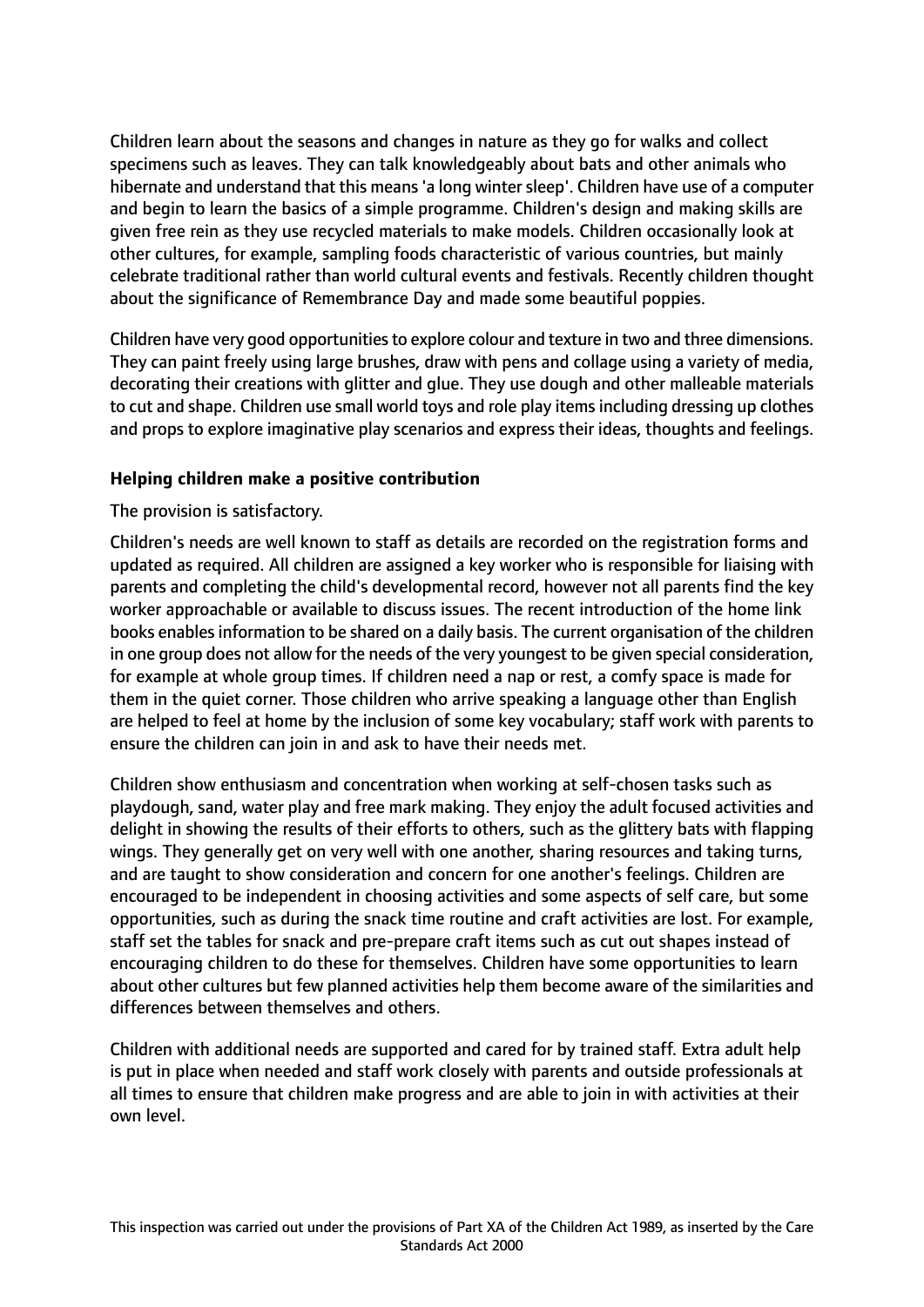Children learn about the seasons and changes in nature as they go for walks and collect specimens such as leaves. They can talk knowledgeably about bats and other animals who hibernate and understand that this means 'a long winter sleep'. Children have use of a computer and begin to learn the basics of a simple programme. Children's design and making skills are given free rein as they use recycled materials to make models. Children occasionally look at other cultures, for example, sampling foods characteristic of various countries, but mainly celebrate traditional rather than world cultural events and festivals. Recently children thought about the significance of Remembrance Day and made some beautiful poppies.

Children have very good opportunities to explore colour and texture in two and three dimensions. They can paint freely using large brushes, draw with pens and collage using a variety of media, decorating their creations with glitter and glue. They use dough and other malleable materials to cut and shape. Children use small world toys and role play items including dressing up clothes and props to explore imaginative play scenarios and express their ideas, thoughts and feelings.

**Helping children make a positive contribution**

The provision is satisfactory.

Children's needs are well known to staff as details are recorded on the registration forms and updated as required. All children are assigned a key worker who is responsible for liaising with parents and completing the child's developmental record, however not all parents find the key worker approachable or available to discuss issues. The recent introduction of the home link books enables information to be shared on a daily basis. The current organisation of the children in one group does not allow for the needs of the very youngest to be given special consideration, for example at whole group times. If children need a nap or rest, a comfy space is made for them in the quiet corner. Those children who arrive speaking a language other than English are helped to feel at home by the inclusion of some key vocabulary; staff work with parents to ensure the children can join in and ask to have their needs met.

Children show enthusiasm and concentration when working at self-chosen tasks such as playdough, sand, water play and free mark making. They enjoy the adult focused activities and delight in showing the results of their efforts to others, such as the glittery bats with flapping wings. They generally get on very well with one another, sharing resources and taking turns, and are taught to show consideration and concern for one another's feelings. Children are encouraged to be independent in choosing activities and some aspects of self care, but some opportunities, such as during the snack time routine and craft activities are lost. For example, staff set the tables for snack and pre-prepare craft items such as cut out shapes instead of encouraging children to do these for themselves. Children have some opportunities to learn about other cultures but few planned activities help them become aware of the similarities and differences between themselves and others.

Children with additional needs are supported and cared for by trained staff. Extra adult help is put in place when needed and staff work closely with parents and outside professionals at all times to ensure that children make progress and are able to join in with activities at their own level.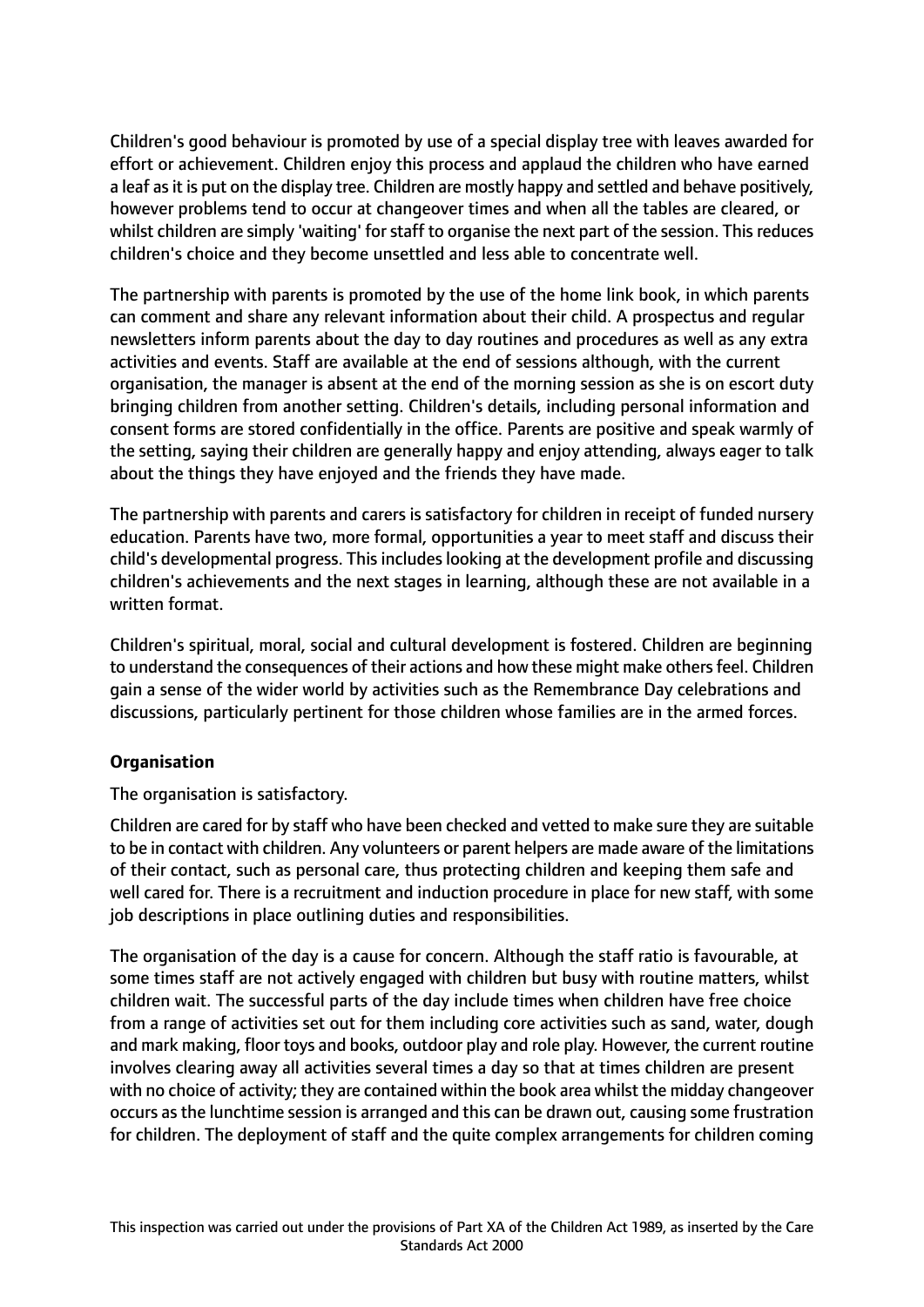Children's good behaviour is promoted by use of a special display tree with leaves awarded for effort or achievement. Children enjoy this process and applaud the children who have earned a leaf as it is put on the display tree. Children are mostly happy and settled and behave positively, however problems tend to occur at changeover times and when all the tables are cleared, or whilst children are simply 'waiting' for staff to organise the next part of the session. This reduces children's choice and they become unsettled and less able to concentrate well.

The partnership with parents is promoted by the use of the home link book, in which parents can comment and share any relevant information about their child. A prospectus and regular newsletters inform parents about the day to day routines and procedures as well as any extra activities and events. Staff are available at the end of sessions although, with the current organisation, the manager is absent at the end of the morning session as she is on escort duty bringing children from another setting. Children's details, including personal information and consent forms are stored confidentially in the office. Parents are positive and speak warmly of the setting, saying their children are generally happy and enjoy attending, always eager to talk about the things they have enjoyed and the friends they have made.

The partnership with parents and carers is satisfactory for children in receipt of funded nursery education. Parents have two, more formal, opportunities a year to meet staff and discuss their child's developmental progress. This includes looking at the development profile and discussing children's achievements and the next stages in learning, although these are not available in a written format.

Children's spiritual, moral, social and cultural development is fostered. Children are beginning to understand the consequences of their actions and how these might make others feel. Children gain a sense of the wider world by activities such as the Remembrance Day celebrations and discussions, particularly pertinent for those children whose families are in the armed forces.

**Organisation**

The organisation is satisfactory.

Children are cared for by staff who have been checked and vetted to make sure they are suitable to be in contact with children. Any volunteers or parent helpers are made aware of the limitations of their contact, such as personal care, thus protecting children and keeping them safe and well cared for. There is a recruitment and induction procedure in place for new staff, with some job descriptions in place outlining duties and responsibilities.

The organisation of the day is a cause for concern. Although the staff ratio is favourable, at some times staff are not actively engaged with children but busy with routine matters, whilst children wait. The successful parts of the day include times when children have free choice from a range of activities set out for them including core activities such as sand, water, dough and mark making, floor toys and books, outdoor play and role play. However, the current routine involves clearing away all activities several times a day so that at times children are present with no choice of activity; they are contained within the book area whilst the midday changeover occurs as the lunchtime session is arranged and this can be drawn out, causing some frustration for children. The deployment of staff and the quite complex arrangements for children coming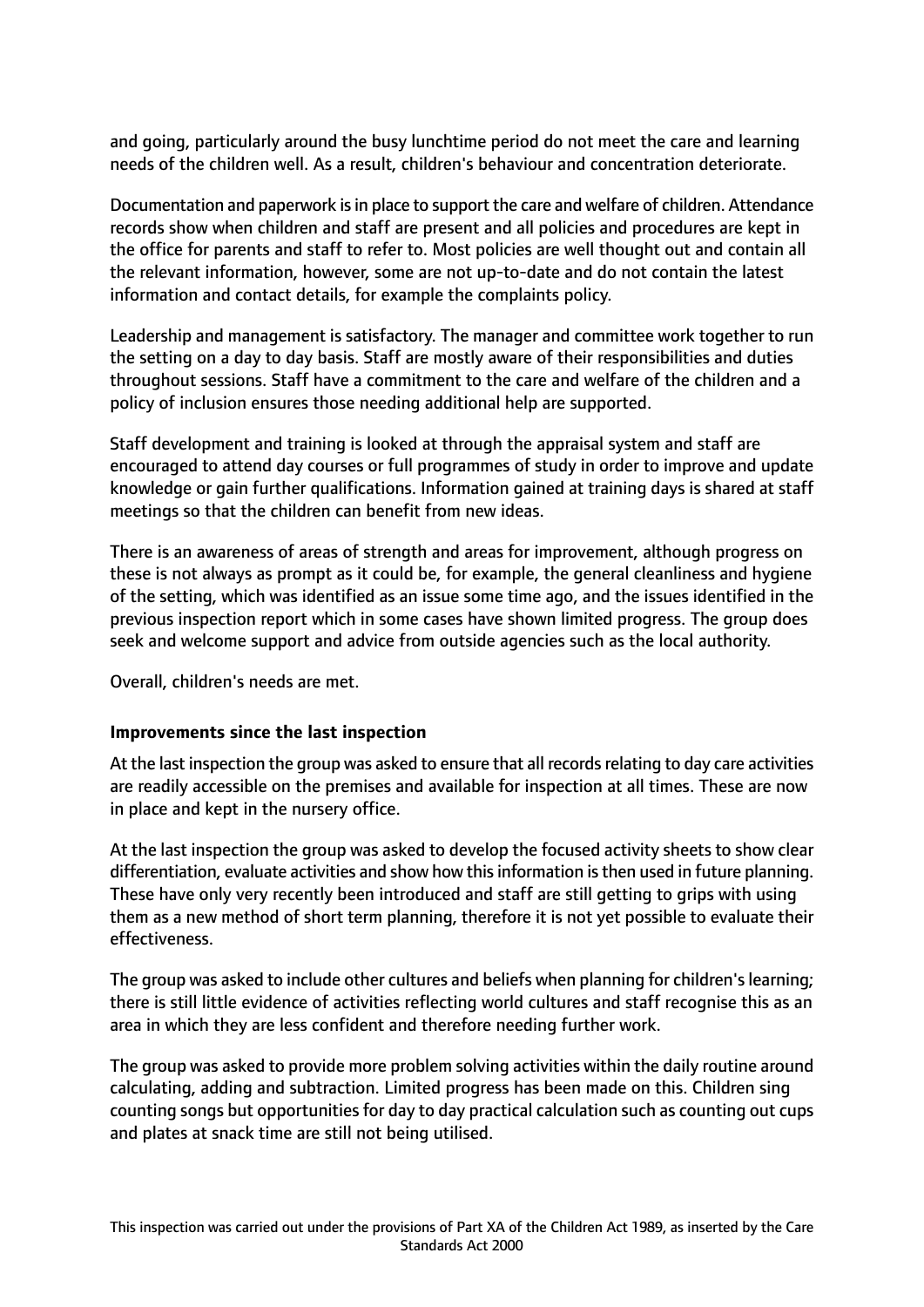and going, particularly around the busy lunchtime period do not meet the care and learning needs of the children well. As a result, children's behaviour and concentration deteriorate.

Documentation and paperwork is in place to support the care and welfare of children. Attendance records show when children and staff are present and all policies and procedures are kept in the office for parents and staff to refer to. Most policies are well thought out and contain all the relevant information, however, some are not up-to-date and do not contain the latest information and contact details, for example the complaints policy.

Leadership and management is satisfactory. The manager and committee work together to run the setting on a day to day basis. Staff are mostly aware of their responsibilities and duties throughout sessions. Staff have a commitment to the care and welfare of the children and a policy of inclusion ensures those needing additional help are supported.

Staff development and training is looked at through the appraisal system and staff are encouraged to attend day courses or full programmes of study in order to improve and update knowledge or gain further qualifications. Information gained at training days is shared at staff meetings so that the children can benefit from new ideas.

There is an awareness of areas of strength and areas for improvement, although progress on these is not always as prompt as it could be, for example, the general cleanliness and hygiene of the setting, which was identified as an issue some time ago, and the issues identified in the previous inspection report which in some cases have shown limited progress. The group does seek and welcome support and advice from outside agencies such as the local authority.

Overall, children's needs are met.

**Improvements since the last inspection**

At the last inspection the group was asked to ensure that all records relating to day care activities are readily accessible on the premises and available for inspection at all times. These are now in place and kept in the nursery office.

At the last inspection the group was asked to develop the focused activity sheets to show clear differentiation, evaluate activities and show how this information is then used in future planning. These have only very recently been introduced and staff are still getting to grips with using them as a new method of short term planning, therefore it is not yet possible to evaluate their effectiveness.

The group was asked to include other cultures and beliefs when planning for children's learning; there is still little evidence of activities reflecting world cultures and staff recognise this as an area in which they are less confident and therefore needing further work.

The group was asked to provide more problem solving activities within the daily routine around calculating, adding and subtraction. Limited progress has been made on this. Children sing counting songs but opportunities for day to day practical calculation such as counting out cups and plates at snack time are still not being utilised.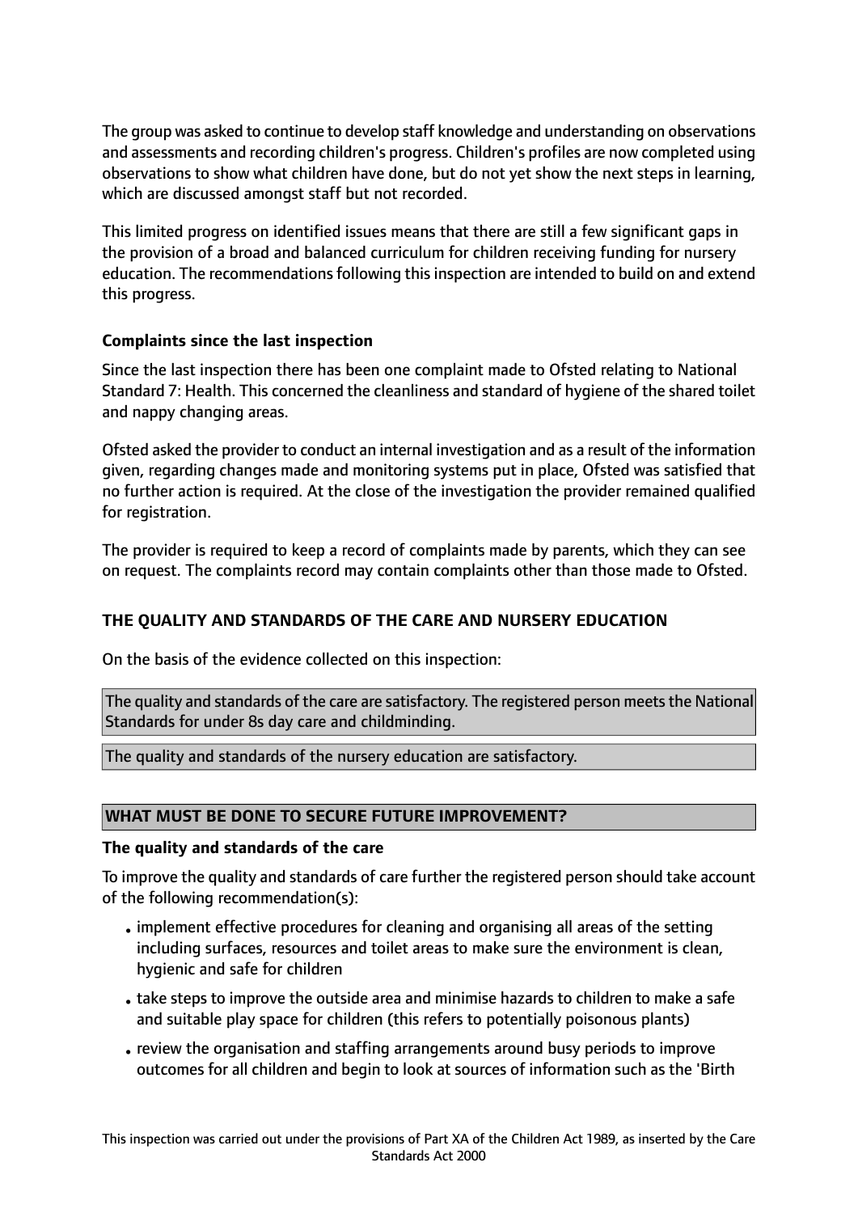The group was asked to continue to develop staff knowledge and understanding on observations and assessments and recording children's progress. Children's profiles are now completed using observations to show what children have done, but do not yet show the next steps in learning, which are discussed amongst staff but not recorded.

This limited progress on identified issues means that there are still a few significant gaps in the provision of a broad and balanced curriculum for children receiving funding for nursery education. The recommendations following this inspection are intended to build on and extend this progress.

**Complaints since the last inspection**

Since the last inspection there has been one complaint made to Ofsted relating to National Standard 7: Health. This concerned the cleanliness and standard of hygiene of the shared toilet and nappy changing areas.

Ofsted asked the provider to conduct an internal investigation and as a result of the information given, regarding changes made and monitoring systems put in place, Ofsted was satisfied that no further action is required. At the close of the investigation the provider remained qualified for registration.

The provider is required to keep a record of complaints made by parents, which they can see on request. The complaints record may contain complaints other than those made to Ofsted.

**THE QUALITY AND STANDARDS OF THE CARE AND NURSERY EDUCATION**

On the basis of the evidence collected on this inspection:

The quality and standards of the care are satisfactory. The registered person meets the National Standards for under 8s day care and childminding.

The quality and standards of the nursery education are satisfactory.

**WHAT MUST BE DONE TO SECURE FUTURE IMPROVEMENT?**

**The quality and standards of the care**

To improve the quality and standards of care further the registered person should take account of the following recommendation(s):

- implement effective procedures for cleaning and organising all areas of the setting including surfaces, resources and toilet areas to make sure the environment is clean, hygienic and safe for children
- take steps to improve the outside area and minimise hazards to children to make a safe and suitable play space for children (this refers to potentially poisonous plants)
- review the organisation and staffing arrangements around busy periods to improve outcomes for all children and begin to look at sources of information such as the 'Birth

This inspection was carried out under the provisions of Part XA of the Children Act 1989, as inserted by the Care Standards Act 2000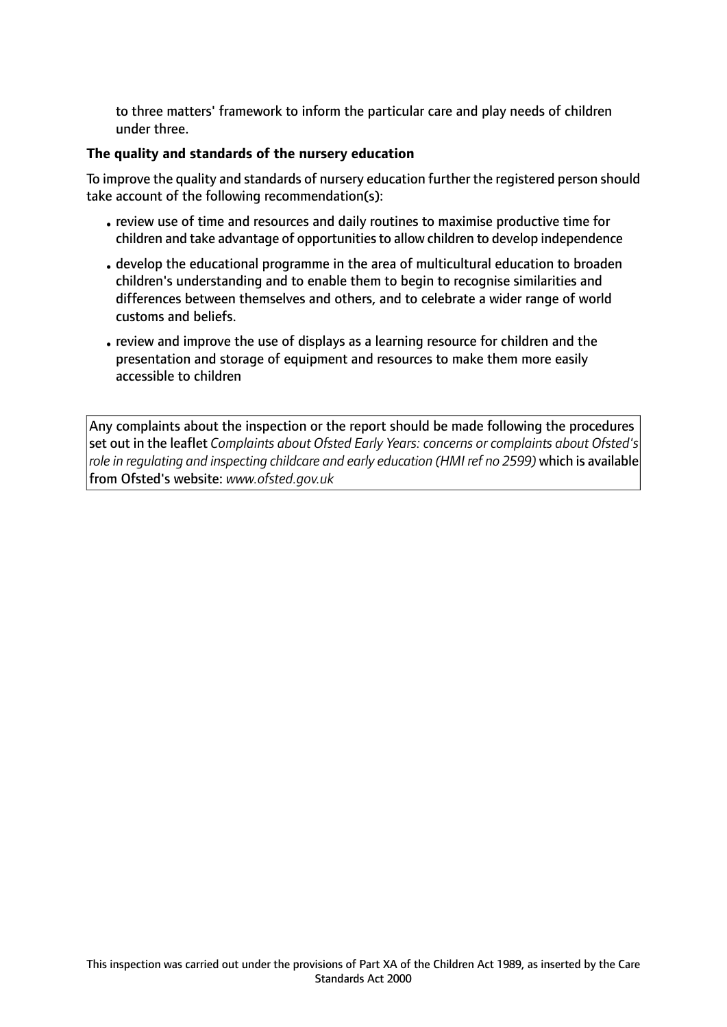to three matters' framework to inform the particular care and play needs of children under three.

### The quality and standards of the nursery education

To improve the quality and standards of nursery education further the registered person should take account of the following recommendation(s):

- review use of time and resources and daily routines to maximise productive time for children and take advantage of opportunities to allow children to develop independence
- develop the educational programme in the area of multicultural education to broaden children's understanding and to enable them to begin to recognise similarities and differences between themselves and others, and to celebrate a wider range of world customs and beliefs.
- review and improve the use of displays as a learning resource for children and the presentation and storage of equipment and resources to make them more easily accessible to children

Any complaints about the inspection or the report should be made following the procedures set out in the leaflet *Complaints about Ofsted Early Years: concerns or complaints about Ofsted's role in regulating and inspecting childcare and early education (HMI ref no 2599)* which is available from Ofsted's website: *www.ofsted.gov.uk*

This inspection was carried out under the provisions of Part XA of the Children Act 1989, as inserted by the Care Standards Act 2000